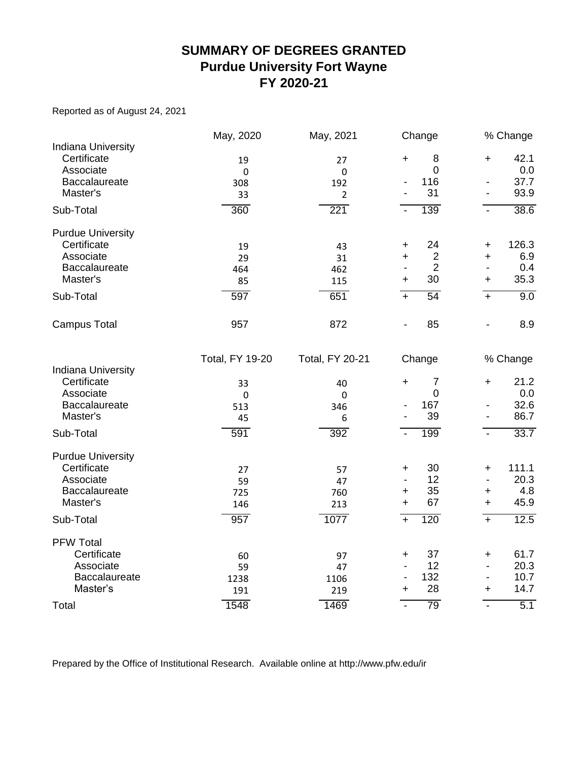# SUMMARY OF DEGREES GRANTED
## Purdue University Fort Wayne
## FY 2020-21

Reported as of August 24, 2021

| | May, 2020 | May, 2021 | Change | % Change |
|---|---|---|---|---|
| **Indiana University** | | | | |
| Certificate | 19 | 27 | + 8 | + 42.1 |
| Associate | 0 | 0 | 0 | 0.0 |
| Baccalaureate | 308 | 192 | - 116 | - 37.7 |
| Master's | 33 | 2 | - 31 | - 93.9 |
| Sub-Total | 360 | 221 | - 139 | - 38.6 |
| **Purdue University** | | | | |
| Certificate | 19 | 43 | + 24 | + 126.3 |
| Associate | 29 | 31 | + 2 | + 6.9 |
| Baccalaureate | 464 | 462 | - 2 | - 0.4 |
| Master's | 85 | 115 | + 30 | + 35.3 |
| Sub-Total | 597 | 651 | + 54 | + 9.0 |
| Campus Total | 957 | 872 | - 85 | - 8.9 |

| | Total, FY 19-20 | Total, FY 20-21 | Change | % Change |
|---|---|---|---|---|
| **Indiana University** | | | | |
| Certificate | 33 | 40 | + 7 | + 21.2 |
| Associate | 0 | 0 | 0 | 0.0 |
| Baccalaureate | 513 | 346 | - 167 | - 32.6 |
| Master's | 45 | 6 | - 39 | - 86.7 |
| Sub-Total | 591 | 392 | - 199 | - 33.7 |
| **Purdue University** | | | | |
| Certificate | 27 | 57 | + 30 | + 111.1 |
| Associate | 59 | 47 | - 12 | - 20.3 |
| Baccalaureate | 725 | 760 | + 35 | + 4.8 |
| Master's | 146 | 213 | + 67 | + 45.9 |
| Sub-Total | 957 | 1077 | + 120 | + 12.5 |
| **PFW Total** | | | | |
| Certificate | 60 | 97 | + 37 | + 61.7 |
| Associate | 59 | 47 | - 12 | - 20.3 |
| Baccalaureate | 1238 | 1106 | - 132 | - 10.7 |
| Master's | 191 | 219 | + 28 | + 14.7 |
| Total | 1548 | 1469 | - 79 | - 5.1 |

Prepared by the Office of Institutional Research. Available online at http://www.pfw.edu/ir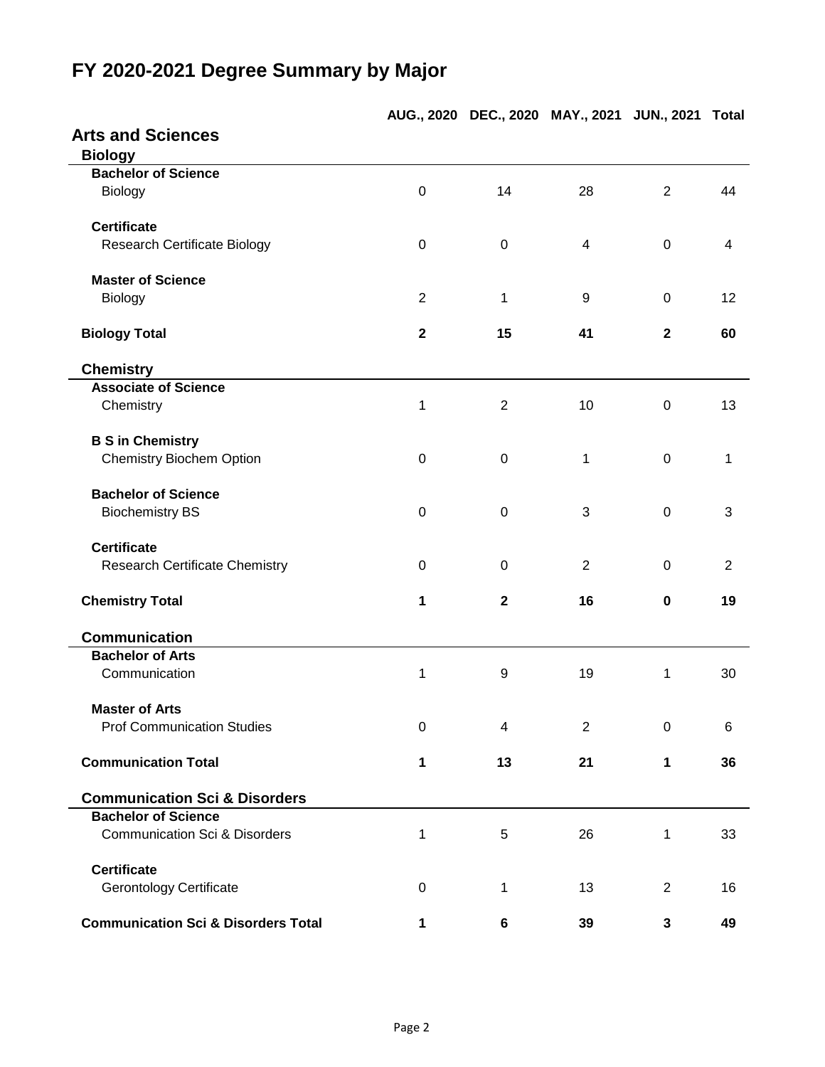# FY 2020-2021 Degree Summary by Major

| | AUG., 2020 | DEC., 2020 | MAY., 2021 | JUN., 2021 | Total |
|---|---|---|---|---|---|
| **Arts and Sciences** | | | | | |
| **Biology** | | | | | |
| **Bachelor of Science** | | | | | |
| Biology | 0 | 14 | 28 | 2 | 44 |
| **Certificate** | | | | | |
| Research Certificate Biology | 0 | 0 | 4 | 0 | 4 |
| **Master of Science** | | | | | |
| Biology | 2 | 1 | 9 | 0 | 12 |
| **Biology Total** | **2** | **15** | **41** | **2** | **60** |
| **Chemistry** | | | | | |
| **Associate of Science** | | | | | |
| Chemistry | 1 | 2 | 10 | 0 | 13 |
| **B S in Chemistry** | | | | | |
| Chemistry Biochem Option | 0 | 0 | 1 | 0 | 1 |
| **Bachelor of Science** | | | | | |
| Biochemistry BS | 0 | 0 | 3 | 0 | 3 |
| **Certificate** | | | | | |
| Research Certificate Chemistry | 0 | 0 | 2 | 0 | 2 |
| **Chemistry Total** | **1** | **2** | **16** | **0** | **19** |
| **Communication** | | | | | |
| **Bachelor of Arts** | | | | | |
| Communication | 1 | 9 | 19 | 1 | 30 |
| **Master of Arts** | | | | | |
| Prof Communication Studies | 0 | 4 | 2 | 0 | 6 |
| **Communication Total** | **1** | **13** | **21** | **1** | **36** |
| **Communication Sci & Disorders** | | | | | |
| **Bachelor of Science** | | | | | |
| Communication Sci & Disorders | 1 | 5 | 26 | 1 | 33 |
| **Certificate** | | | | | |
| Gerontology Certificate | 0 | 1 | 13 | 2 | 16 |
| **Communication Sci & Disorders Total** | **1** | **6** | **39** | **3** | **49** |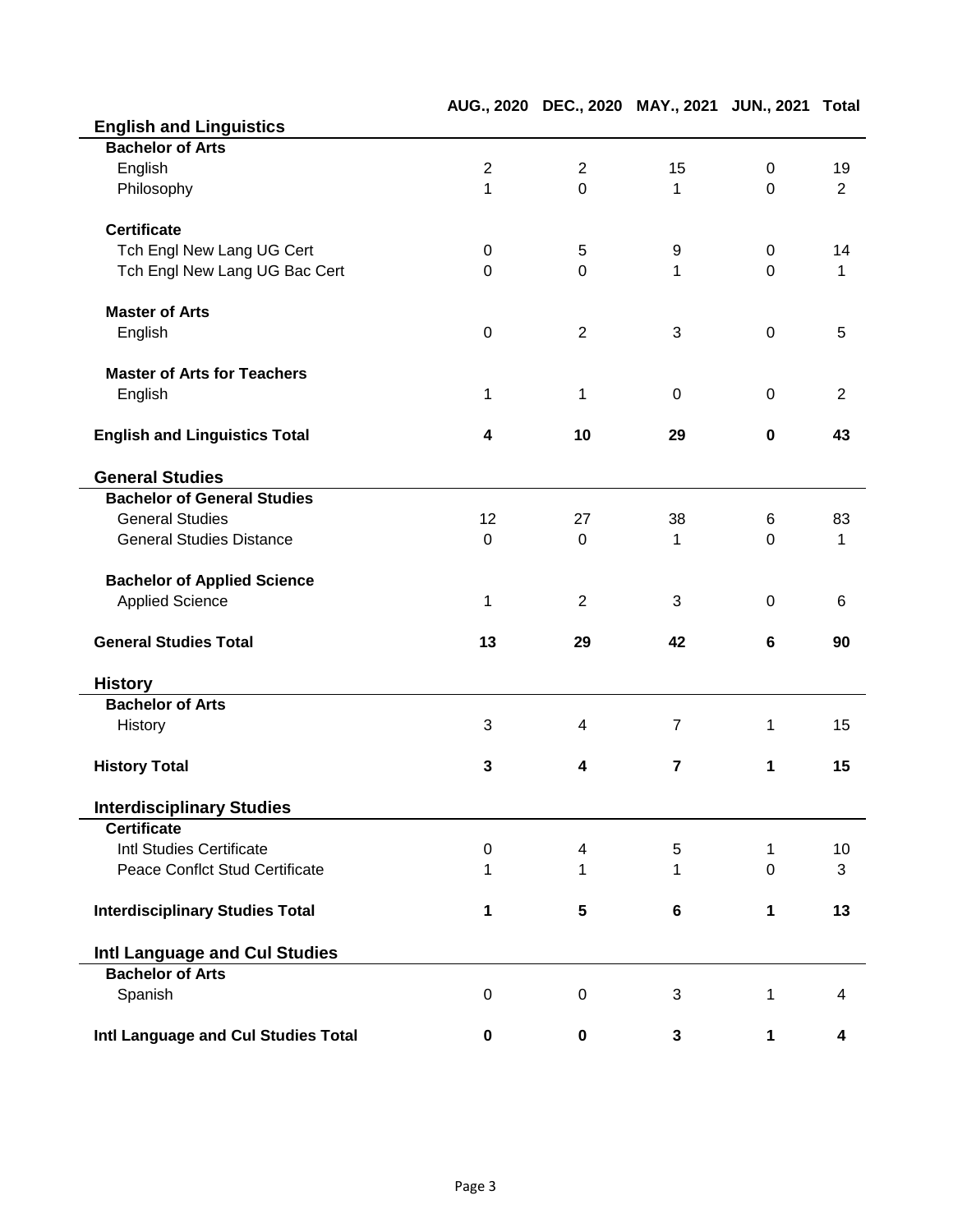| | AUG., 2020 | DEC., 2020 | MAY., 2021 | JUN., 2021 | Total |
|---|---|---|---|---|---|
| **English and Linguistics** | | | | | |
| **Bachelor of Arts** | | | | | |
| English | 2 | 2 | 15 | 0 | 19 |
| Philosophy | 1 | 0 | 1 | 0 | 2 |
| **Certificate** | | | | | |
| Tch Engl New Lang UG Cert | 0 | 5 | 9 | 0 | 14 |
| Tch Engl New Lang UG Bac Cert | 0 | 0 | 1 | 0 | 1 |
| **Master of Arts** | | | | | |
| English | 0 | 2 | 3 | 0 | 5 |
| **Master of Arts for Teachers** | | | | | |
| English | 1 | 1 | 0 | 0 | 2 |
| **English and Linguistics Total** | **4** | **10** | **29** | **0** | **43** |
| **General Studies** | | | | | |
| **Bachelor of General Studies** | | | | | |
| General Studies | 12 | 27 | 38 | 6 | 83 |
| General Studies Distance | 0 | 0 | 1 | 0 | 1 |
| **Bachelor of Applied Science** | | | | | |
| Applied Science | 1 | 2 | 3 | 0 | 6 |
| **General Studies Total** | **13** | **29** | **42** | **6** | **90** |
| **History** | | | | | |
| **Bachelor of Arts** | | | | | |
| History | 3 | 4 | 7 | 1 | 15 |
| **History Total** | **3** | **4** | **7** | **1** | **15** |
| **Interdisciplinary Studies** | | | | | |
| **Certificate** | | | | | |
| Intl Studies Certificate | 0 | 4 | 5 | 1 | 10 |
| Peace Conflct Stud Certificate | 1 | 1 | 1 | 0 | 3 |
| **Interdisciplinary Studies Total** | **1** | **5** | **6** | **1** | **13** |
| **Intl Language and Cul Studies** | | | | | |
| **Bachelor of Arts** | | | | | |
| Spanish | 0 | 0 | 3 | 1 | 4 |
| **Intl Language and Cul Studies Total** | **0** | **0** | **3** | **1** | **4** |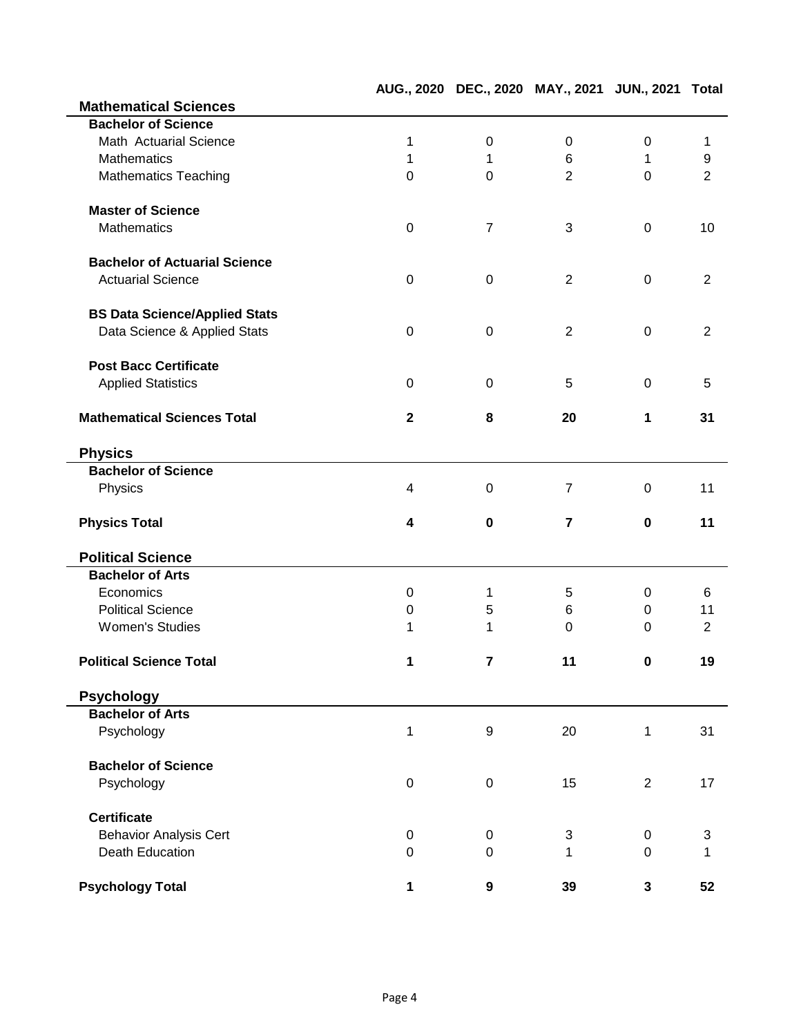| | AUG., 2020 | DEC., 2020 | MAY., 2021 | JUN., 2021 | Total |
|---|---|---|---|---|---|
| **Mathematical Sciences** | | | | | |
| **Bachelor of Science** | | | | | |
| Math Actuarial Science | 1 | 0 | 0 | 0 | 1 |
| Mathematics | 1 | 1 | 6 | 1 | 9 |
| Mathematics Teaching | 0 | 0 | 2 | 0 | 2 |
| **Master of Science** | | | | | |
| Mathematics | 0 | 7 | 3 | 0 | 10 |
| **Bachelor of Actuarial Science** | | | | | |
| Actuarial Science | 0 | 0 | 2 | 0 | 2 |
| **BS Data Science/Applied Stats** | | | | | |
| Data Science & Applied Stats | 0 | 0 | 2 | 0 | 2 |
| **Post Bacc Certificate** | | | | | |
| Applied Statistics | 0 | 0 | 5 | 0 | 5 |
| **Mathematical Sciences Total** | **2** | **8** | **20** | **1** | **31** |
| **Physics** | | | | | |
| **Bachelor of Science** | | | | | |
| Physics | 4 | 0 | 7 | 0 | 11 |
| **Physics Total** | **4** | **0** | **7** | **0** | **11** |
| **Political Science** | | | | | |
| **Bachelor of Arts** | | | | | |
| Economics | 0 | 1 | 5 | 0 | 6 |
| Political Science | 0 | 5 | 6 | 0 | 11 |
| Women's Studies | 1 | 1 | 0 | 0 | 2 |
| **Political Science Total** | **1** | **7** | **11** | **0** | **19** |
| **Psychology** | | | | | |
| **Bachelor of Arts** | | | | | |
| Psychology | 1 | 9 | 20 | 1 | 31 |
| **Bachelor of Science** | | | | | |
| Psychology | 0 | 0 | 15 | 2 | 17 |
| **Certificate** | | | | | |
| Behavior Analysis Cert | 0 | 0 | 3 | 0 | 3 |
| Death Education | 0 | 0 | 1 | 0 | 1 |
| **Psychology Total** | **1** | **9** | **39** | **3** | **52** |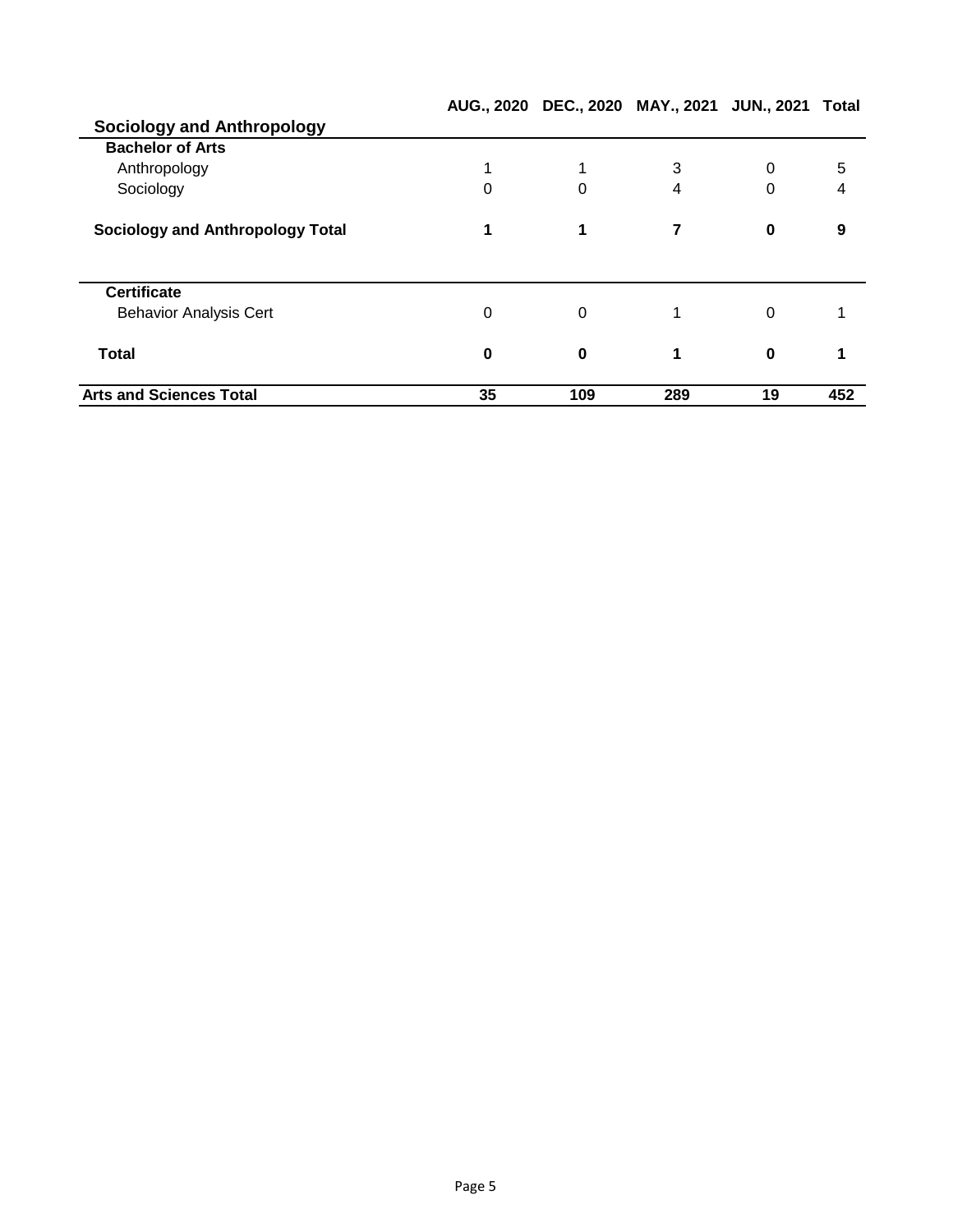| Sociology and Anthropology | AUG., 2020 | DEC., 2020 | MAY., 2021 | JUN., 2021 | Total |
|---|---|---|---|---|---|
| **Bachelor of Arts** | | | | | |
| Anthropology | 1 | 1 | 3 | 0 | 5 |
| Sociology | 0 | 0 | 4 | 0 | 4 |
| **Sociology and Anthropology Total** | **1** | **1** | **7** | **0** | **9** |
| **Certificate** | | | | | |
| Behavior Analysis Cert | 0 | 0 | 1 | 0 | 1 |
| **Total** | **0** | **0** | **1** | **0** | **1** |
| **Arts and Sciences Total** | **35** | **109** | **289** | **19** | **452** |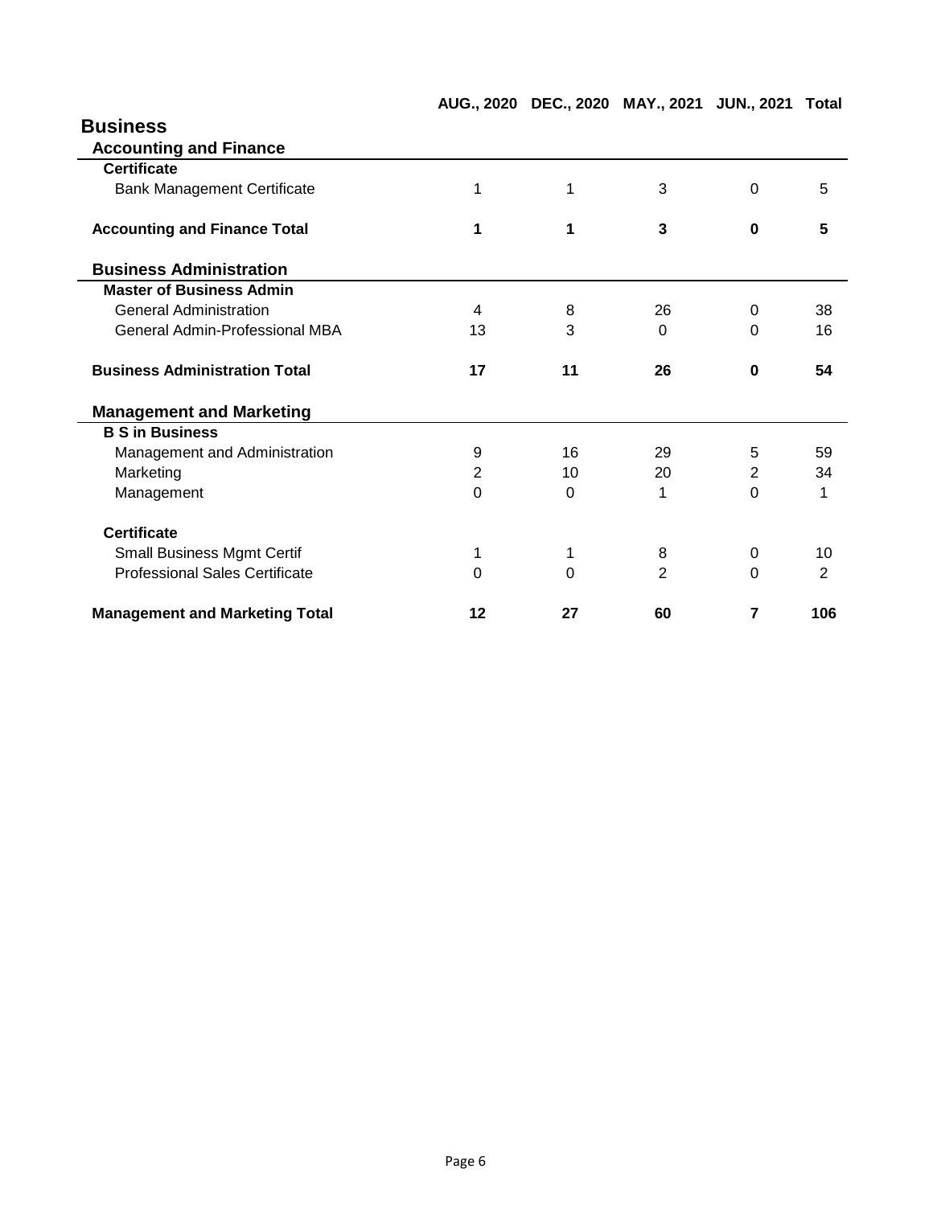# Business

| | AUG., 2020 | DEC., 2020 | MAY., 2021 | JUN., 2021 | Total |
|---|---|---|---|---|---|
| **Accounting and Finance** | | | | | |
| **Certificate** | | | | | |
| Bank Management Certificate | 1 | 1 | 3 | 0 | 5 |
| **Accounting and Finance Total** | **1** | **1** | **3** | **0** | **5** |
| **Business Administration** | | | | | |
| **Master of Business Admin** | | | | | |
| General Administration | 4 | 8 | 26 | 0 | 38 |
| General Admin-Professional MBA | 13 | 3 | 0 | 0 | 16 |
| **Business Administration Total** | **17** | **11** | **26** | **0** | **54** |
| **Management and Marketing** | | | | | |
| **B S in Business** | | | | | |
| Management and Administration | 9 | 16 | 29 | 5 | 59 |
| Marketing | 2 | 10 | 20 | 2 | 34 |
| Management | 0 | 0 | 1 | 0 | 1 |
| **Certificate** | | | | | |
| Small Business Mgmt Certif | 1 | 1 | 8 | 0 | 10 |
| Professional Sales Certificate | 0 | 0 | 2 | 0 | 2 |
| **Management and Marketing Total** | **12** | **27** | **60** | **7** | **106** |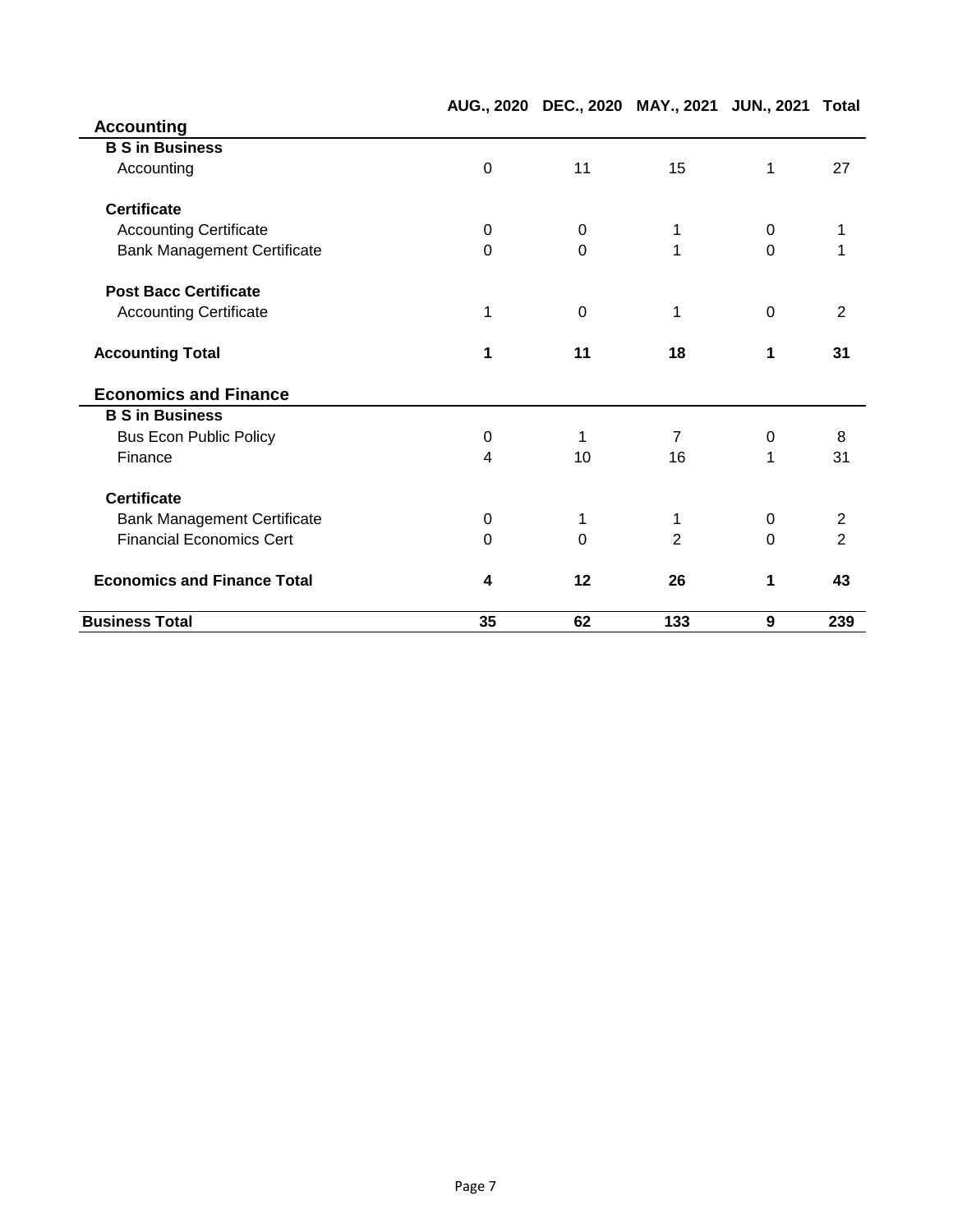| | AUG., 2020 | DEC., 2020 | MAY., 2021 | JUN., 2021 | Total |
|---|---|---|---|---|---|
| **Accounting** | | | | | |
| **B S in Business** | | | | | |
| Accounting | 0 | 11 | 15 | 1 | 27 |
| **Certificate** | | | | | |
| Accounting Certificate | 0 | 0 | 1 | 0 | 1 |
| Bank Management Certificate | 0 | 0 | 1 | 0 | 1 |
| **Post Bacc Certificate** | | | | | |
| Accounting Certificate | 1 | 0 | 1 | 0 | 2 |
| **Accounting Total** | **1** | **11** | **18** | **1** | **31** |
| **Economics and Finance** | | | | | |
| **B S in Business** | | | | | |
| Bus Econ Public Policy | 0 | 1 | 7 | 0 | 8 |
| Finance | 4 | 10 | 16 | 1 | 31 |
| **Certificate** | | | | | |
| Bank Management Certificate | 0 | 1 | 1 | 0 | 2 |
| Financial Economics Cert | 0 | 0 | 2 | 0 | 2 |
| **Economics and Finance Total** | **4** | **12** | **26** | **1** | **43** |
| **Business Total** | **35** | **62** | **133** | **9** | **239** |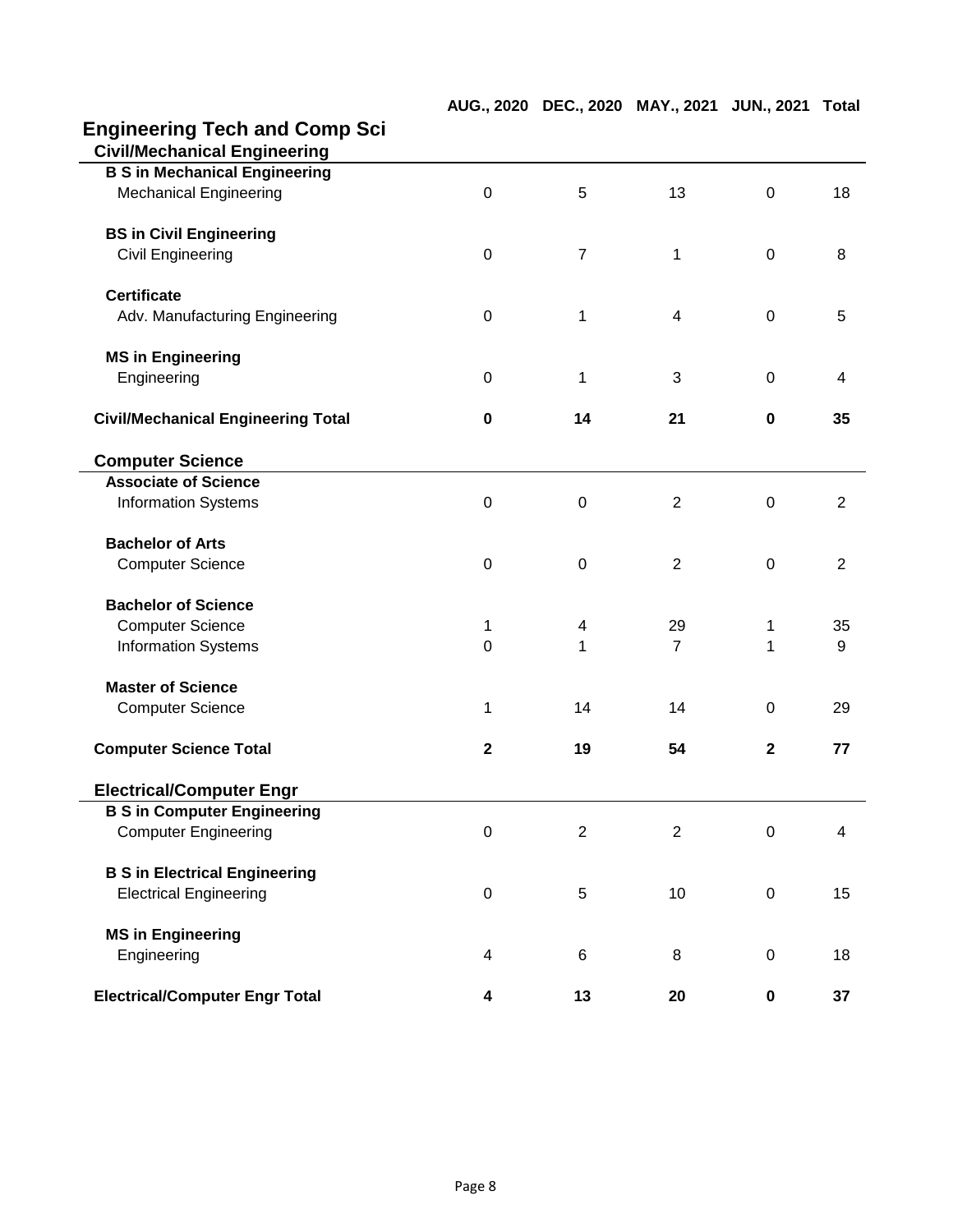# Engineering Tech and Comp Sci

| | AUG., 2020 | DEC., 2020 | MAY., 2021 | JUN., 2021 | Total |
|---|---|---|---|---|---|
| **Civil/Mechanical Engineering** | | | | | |
| **B S in Mechanical Engineering** | | | | | |
| Mechanical Engineering | 0 | 5 | 13 | 0 | 18 |
| **BS in Civil Engineering** | | | | | |
| Civil Engineering | 0 | 7 | 1 | 0 | 8 |
| **Certificate** | | | | | |
| Adv. Manufacturing Engineering | 0 | 1 | 4 | 0 | 5 |
| **MS in Engineering** | | | | | |
| Engineering | 0 | 1 | 3 | 0 | 4 |
| **Civil/Mechanical Engineering Total** | **0** | **14** | **21** | **0** | **35** |
| **Computer Science** | | | | | |
| **Associate of Science** | | | | | |
| Information Systems | 0 | 0 | 2 | 0 | 2 |
| **Bachelor of Arts** | | | | | |
| Computer Science | 0 | 0 | 2 | 0 | 2 |
| **Bachelor of Science** | | | | | |
| Computer Science | 1 | 4 | 29 | 1 | 35 |
| Information Systems | 0 | 1 | 7 | 1 | 9 |
| **Master of Science** | | | | | |
| Computer Science | 1 | 14 | 14 | 0 | 29 |
| **Computer Science Total** | **2** | **19** | **54** | **2** | **77** |
| **Electrical/Computer Engr** | | | | | |
| **B S in Computer Engineering** | | | | | |
| Computer Engineering | 0 | 2 | 2 | 0 | 4 |
| **B S in Electrical Engineering** | | | | | |
| Electrical Engineering | 0 | 5 | 10 | 0 | 15 |
| **MS in Engineering** | | | | | |
| Engineering | 4 | 6 | 8 | 0 | 18 |
| **Electrical/Computer Engr Total** | **4** | **13** | **20** | **0** | **37** |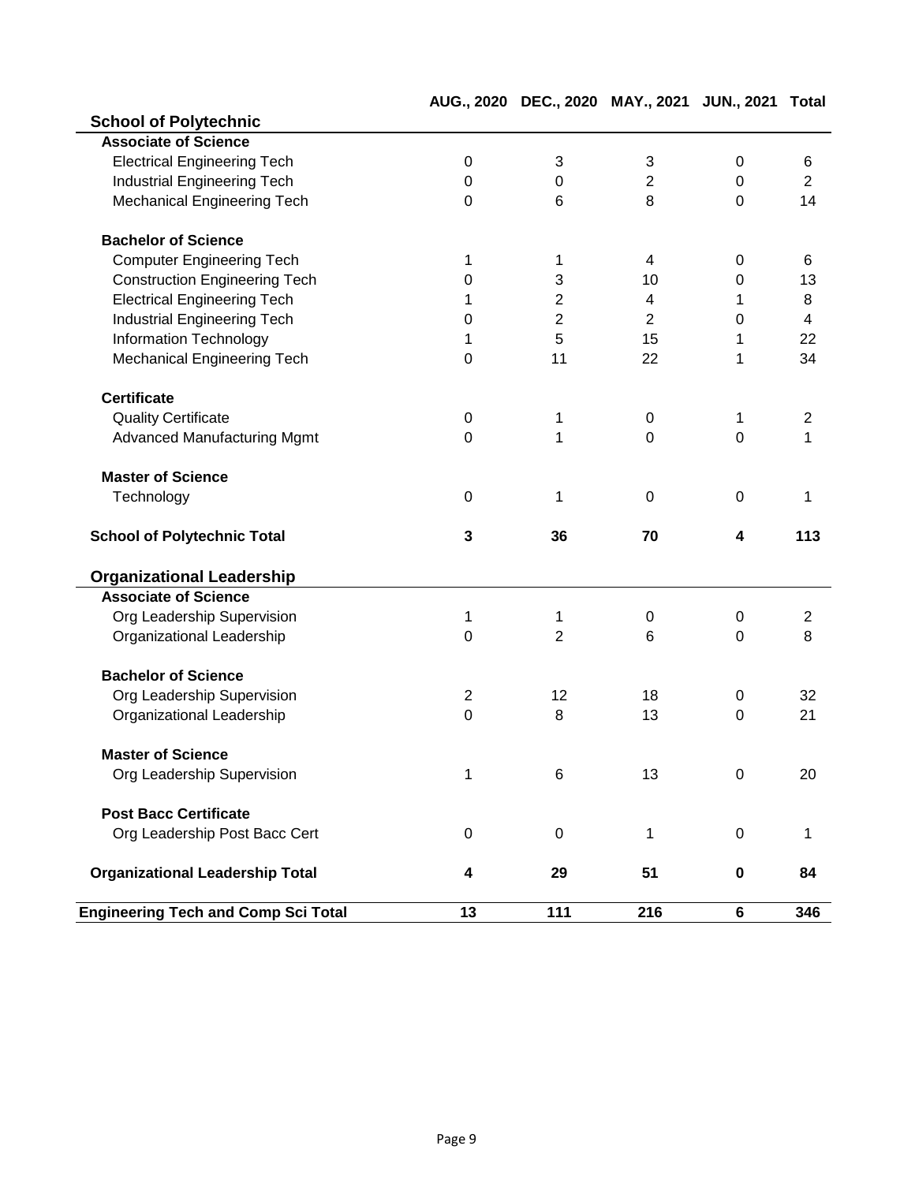| | AUG., 2020 | DEC., 2020 | MAY., 2021 | JUN., 2021 | Total |
|---|---|---|---|---|---|
| **School of Polytechnic** | | | | | |
| **Associate of Science** | | | | | |
| Electrical Engineering Tech | 0 | 3 | 3 | 0 | 6 |
| Industrial Engineering Tech | 0 | 0 | 2 | 0 | 2 |
| Mechanical Engineering Tech | 0 | 6 | 8 | 0 | 14 |
| **Bachelor of Science** | | | | | |
| Computer Engineering Tech | 1 | 1 | 4 | 0 | 6 |
| Construction Engineering Tech | 0 | 3 | 10 | 0 | 13 |
| Electrical Engineering Tech | 1 | 2 | 4 | 1 | 8 |
| Industrial Engineering Tech | 0 | 2 | 2 | 0 | 4 |
| Information Technology | 1 | 5 | 15 | 1 | 22 |
| Mechanical Engineering Tech | 0 | 11 | 22 | 1 | 34 |
| **Certificate** | | | | | |
| Quality Certificate | 0 | 1 | 0 | 1 | 2 |
| Advanced Manufacturing Mgmt | 0 | 1 | 0 | 0 | 1 |
| **Master of Science** | | | | | |
| Technology | 0 | 1 | 0 | 0 | 1 |
| **School of Polytechnic Total** | **3** | **36** | **70** | **4** | **113** |
| **Organizational Leadership** | | | | | |
| **Associate of Science** | | | | | |
| Org Leadership Supervision | 1 | 1 | 0 | 0 | 2 |
| Organizational Leadership | 0 | 2 | 6 | 0 | 8 |
| **Bachelor of Science** | | | | | |
| Org Leadership Supervision | 2 | 12 | 18 | 0 | 32 |
| Organizational Leadership | 0 | 8 | 13 | 0 | 21 |
| **Master of Science** | | | | | |
| Org Leadership Supervision | 1 | 6 | 13 | 0 | 20 |
| **Post Bacc Certificate** | | | | | |
| Org Leadership Post Bacc Cert | 0 | 0 | 1 | 0 | 1 |
| **Organizational Leadership Total** | **4** | **29** | **51** | **0** | **84** |
| **Engineering Tech and Comp Sci Total** | **13** | **111** | **216** | **6** | **346** |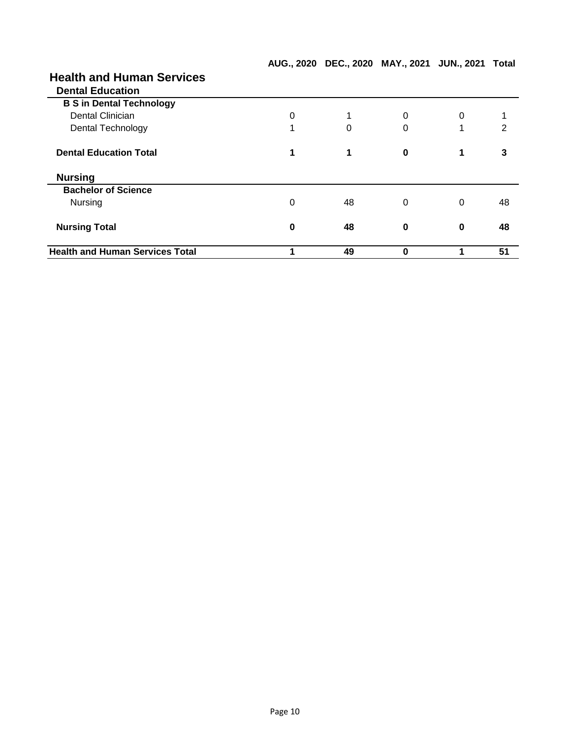## Health and Human Services

| | AUG., 2020 | DEC., 2020 | MAY., 2021 | JUN., 2021 | Total |
|---|---|---|---|---|---|
| **Dental Education** | | | | | |
| **B S in Dental Technology** | | | | | |
| Dental Clinician | 0 | 1 | 0 | 0 | 1 |
| Dental Technology | 1 | 0 | 0 | 1 | 2 |
| **Dental Education Total** | **1** | **1** | **0** | **1** | **3** |
| **Nursing** | | | | | |
| **Bachelor of Science** | | | | | |
| Nursing | 0 | 48 | 0 | 0 | 48 |
| **Nursing Total** | **0** | **48** | **0** | **0** | **48** |
| **Health and Human Services Total** | **1** | **49** | **0** | **1** | **51** |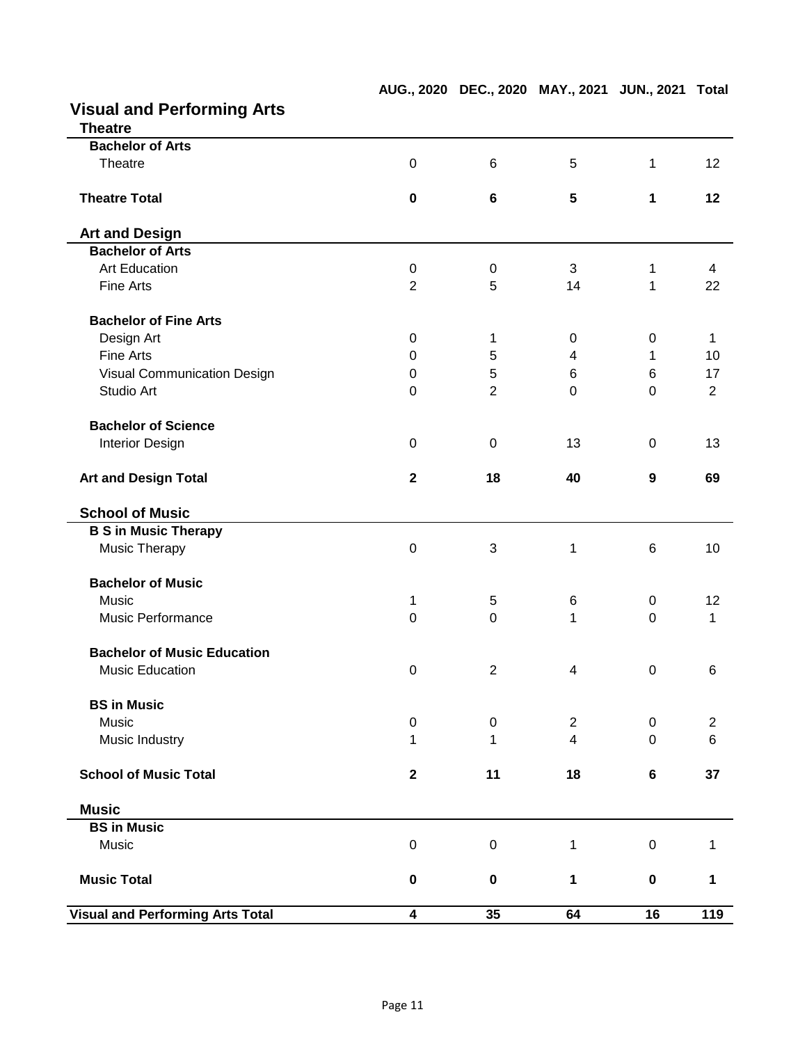## Visual and Performing Arts

| | AUG., 2020 | DEC., 2020 | MAY., 2021 | JUN., 2021 | Total |
|---|---|---|---|---|---|
| **Theatre** | | | | | |
| **Bachelor of Arts** | | | | | |
| Theatre | 0 | 6 | 5 | 1 | 12 |
| **Theatre Total** | **0** | **6** | **5** | **1** | **12** |
| **Art and Design** | | | | | |
| **Bachelor of Arts** | | | | | |
| Art Education | 0 | 0 | 3 | 1 | 4 |
| Fine Arts | 2 | 5 | 14 | 1 | 22 |
| **Bachelor of Fine Arts** | | | | | |
| Design Art | 0 | 1 | 0 | 0 | 1 |
| Fine Arts | 0 | 5 | 4 | 1 | 10 |
| Visual Communication Design | 0 | 5 | 6 | 6 | 17 |
| Studio Art | 0 | 2 | 0 | 0 | 2 |
| **Bachelor of Science** | | | | | |
| Interior Design | 0 | 0 | 13 | 0 | 13 |
| **Art and Design Total** | **2** | **18** | **40** | **9** | **69** |
| **School of Music** | | | | | |
| **B S in Music Therapy** | | | | | |
| Music Therapy | 0 | 3 | 1 | 6 | 10 |
| **Bachelor of Music** | | | | | |
| Music | 1 | 5 | 6 | 0 | 12 |
| Music Performance | 0 | 0 | 1 | 0 | 1 |
| **Bachelor of Music Education** | | | | | |
| Music Education | 0 | 2 | 4 | 0 | 6 |
| **BS in Music** | | | | | |
| Music | 0 | 0 | 2 | 0 | 2 |
| Music Industry | 1 | 1 | 4 | 0 | 6 |
| **School of Music Total** | **2** | **11** | **18** | **6** | **37** |
| **Music** | | | | | |
| **BS in Music** | | | | | |
| Music | 0 | 0 | 1 | 0 | 1 |
| **Music Total** | **0** | **0** | **1** | **0** | **1** |
| **Visual and Performing Arts Total** | **4** | **35** | **64** | **16** | **119** |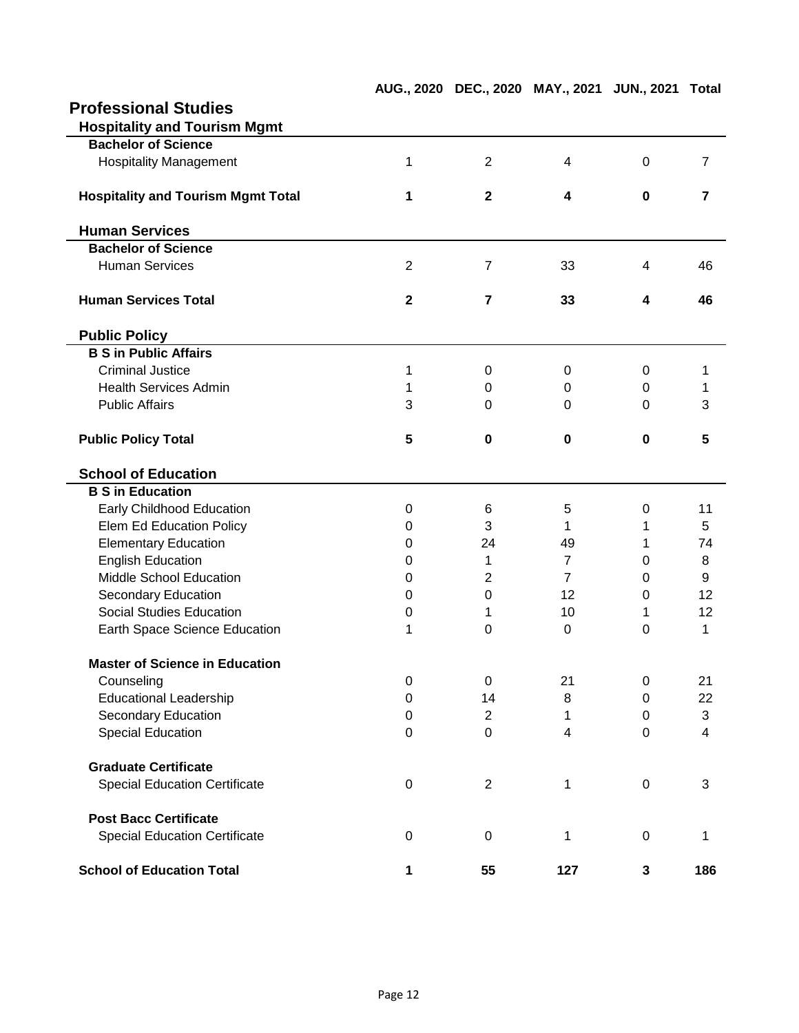# Professional Studies

| | AUG., 2020 | DEC., 2020 | MAY., 2021 | JUN., 2021 | Total |
|---|---|---|---|---|---|
| **Hospitality and Tourism Mgmt** | | | | | |
| **Bachelor of Science** | | | | | |
| Hospitality Management | 1 | 2 | 4 | 0 | 7 |
| **Hospitality and Tourism Mgmt Total** | **1** | **2** | **4** | **0** | **7** |
| **Human Services** | | | | | |
| **Bachelor of Science** | | | | | |
| Human Services | 2 | 7 | 33 | 4 | 46 |
| **Human Services Total** | **2** | **7** | **33** | **4** | **46** |
| **Public Policy** | | | | | |
| **B S in Public Affairs** | | | | | |
| Criminal Justice | 1 | 0 | 0 | 0 | 1 |
| Health Services Admin | 1 | 0 | 0 | 0 | 1 |
| Public Affairs | 3 | 0 | 0 | 0 | 3 |
| **Public Policy Total** | **5** | **0** | **0** | **0** | **5** |
| **School of Education** | | | | | |
| **B S in Education** | | | | | |
| Early Childhood Education | 0 | 6 | 5 | 0 | 11 |
| Elem Ed Education Policy | 0 | 3 | 1 | 1 | 5 |
| Elementary Education | 0 | 24 | 49 | 1 | 74 |
| English Education | 0 | 1 | 7 | 0 | 8 |
| Middle School Education | 0 | 2 | 7 | 0 | 9 |
| Secondary Education | 0 | 0 | 12 | 0 | 12 |
| Social Studies Education | 0 | 1 | 10 | 1 | 12 |
| Earth Space Science Education | 1 | 0 | 0 | 0 | 1 |
| **Master of Science in Education** | | | | | |
| Counseling | 0 | 0 | 21 | 0 | 21 |
| Educational Leadership | 0 | 14 | 8 | 0 | 22 |
| Secondary Education | 0 | 2 | 1 | 0 | 3 |
| Special Education | 0 | 0 | 4 | 0 | 4 |
| **Graduate Certificate** | | | | | |
| Special Education Certificate | 0 | 2 | 1 | 0 | 3 |
| **Post Bacc Certificate** | | | | | |
| Special Education Certificate | 0 | 0 | 1 | 0 | 1 |
| **School of Education Total** | **1** | **55** | **127** | **3** | **186** |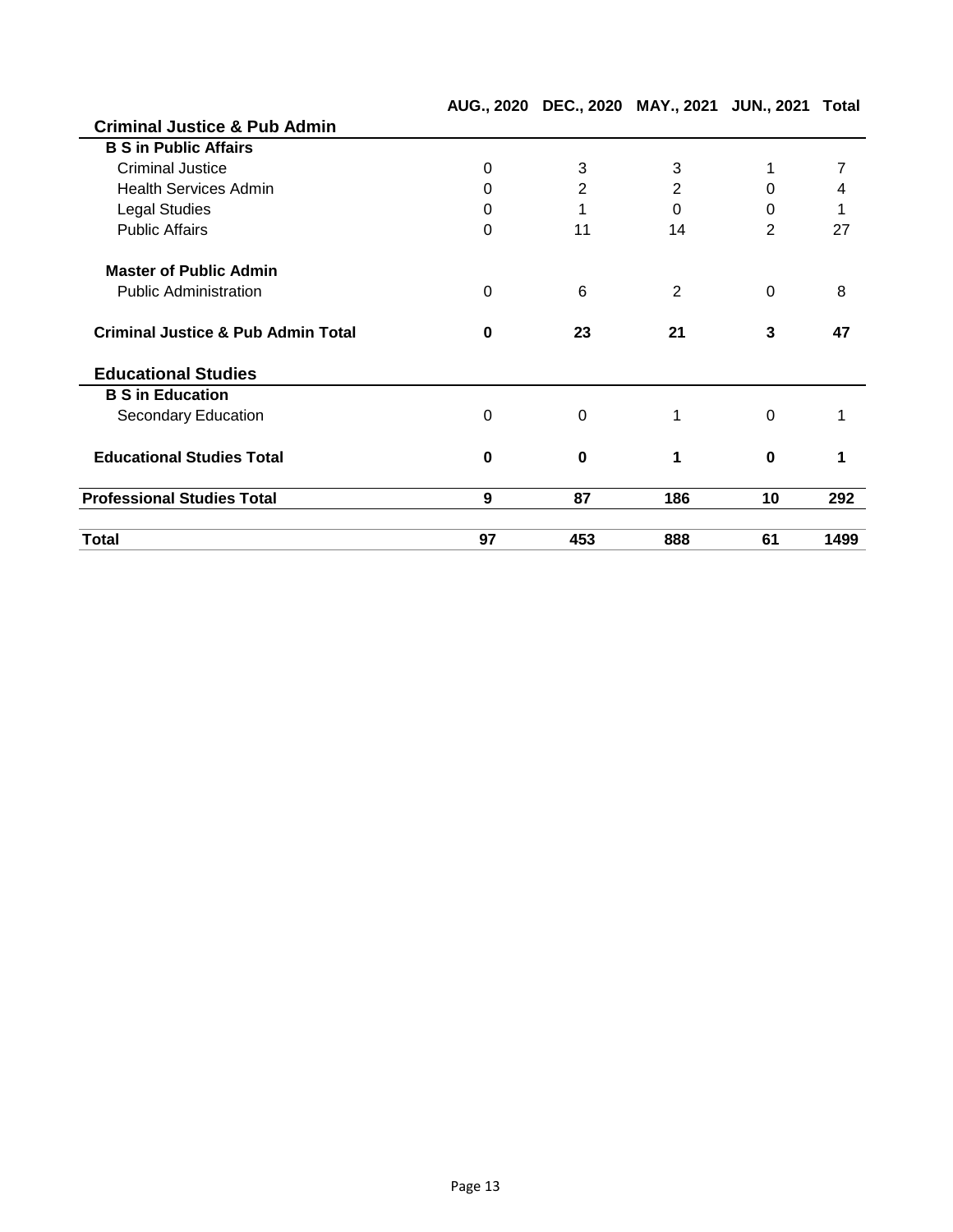| | AUG., 2020 | DEC., 2020 | MAY., 2021 | JUN., 2021 | Total |
|---|---|---|---|---|---|
| **Criminal Justice & Pub Admin** | | | | | |
| **B S in Public Affairs** | | | | | |
| Criminal Justice | 0 | 3 | 3 | 1 | 7 |
| Health Services Admin | 0 | 2 | 2 | 0 | 4 |
| Legal Studies | 0 | 1 | 0 | 0 | 1 |
| Public Affairs | 0 | 11 | 14 | 2 | 27 |
| **Master of Public Admin** | | | | | |
| Public Administration | 0 | 6 | 2 | 0 | 8 |
| **Criminal Justice & Pub Admin Total** | **0** | **23** | **21** | **3** | **47** |
| **Educational Studies** | | | | | |
| **B S in Education** | | | | | |
| Secondary Education | 0 | 0 | 1 | 0 | 1 |
| **Educational Studies Total** | **0** | **0** | **1** | **0** | **1** |
| **Professional Studies Total** | **9** | **87** | **186** | **10** | **292** |
| **Total** | **97** | **453** | **888** | **61** | **1499** |